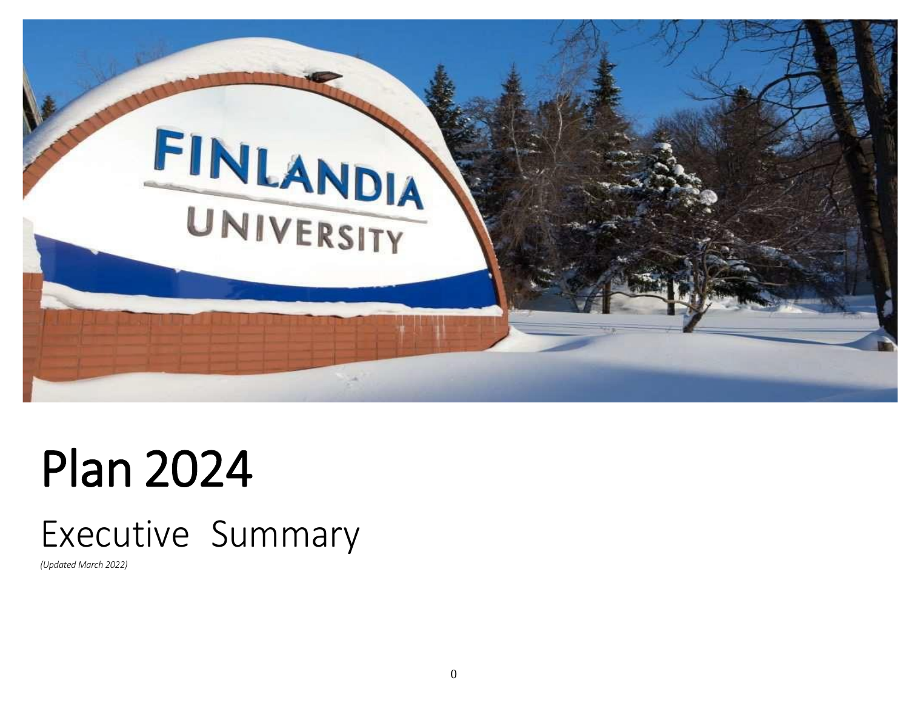# Plan 2024

## Executive Summary

*(Updated March 2022)*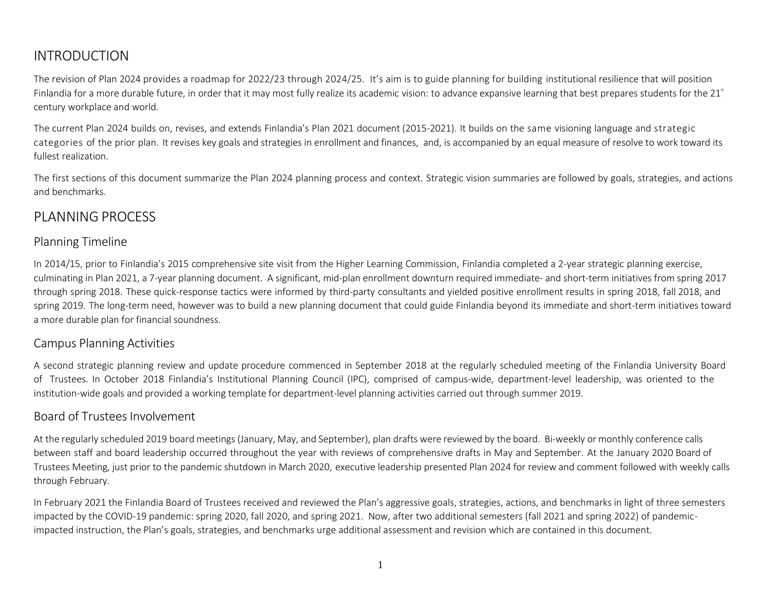# INTRODUCTION

The revision of Plan 2024 provides a roadmap for 2022/23 through 2024/25. It's aim is to guide planning for building institutional resilience that will position Finlandia for a more durable future, in order that it may most fully realize its academic vision: to advance expansive learning that best prepares students for the 21st century workplace and world.

The current Plan 2024 builds on, revises, and extends Finlandia's Plan 2021 document (2015-2021). It builds on the same visioning language and strategic categories of the prior plan. It revises key goals and strategies in enrollment and finances, and, is accompanied by an equal measure of resolve to work toward its fullest realization.

The first sections of this document summarize the Plan 2024 planning process and context. Strategic vision summaries are followed by goals, strategies, and actions and benchmarks.

# PLANNING PROCESS

## Planning Timeline

In 2014/15, prior to Finlandia's 2015 comprehensive site visit from the Higher Learning Commission, Finlandia completed a 2-year strategic planning exercise, culminating in Plan 2021, a 7-year planning document. A significant, mid-plan enrollment downturn required immediate- and short-term initiatives from spring 2017 through spring 2018. These quick-response tactics were informed by third-party consultants and yielded positive enrollment results in spring 2018, fall 2018, and spring 2019. The long-term need, however was to build a new planning document that could guide Finlandia beyond its immediate and short-term initiatives toward a more durable plan for financial soundness.

## Campus Planning Activities

A second strategic planning review and update procedure commenced in September 2018 at the regularly scheduled meeting of the Finlandia University Board of Trustees. In October 2018 Finlandia's Institutional Planning Council (IPC), comprised of campus-wide, department-level leadership, was oriented to the institution-wide goals and provided a working template for department-level planning activities carried out through summer 2019.

## Board of Trustees Involvement

At the regularly scheduled 2019 board meetings (January, May, and September), plan drafts were reviewed by the board. Bi-weekly or monthly conference calls between staff and board leadership occurred throughout the year with reviews of comprehensive drafts in May and September. At the January 2020 Board of Trustees Meeting, just prior to the pandemic shutdown in March 2020, executive leadership presented Plan 2024 for review and comment followed with weekly calls through February.

In February 2021 the Finlandia Board of Trustees received and reviewed the Plan's aggressive goals, strategies, actions, and benchmarks in light of three semesters impacted by the COVID-19 pandemic: spring 2020, fall 2020, and spring 2021. Now, after two additional semesters (fall 2021 and spring 2022) of pandemic-impacted instruction, the Plan's goals, strategies, and benchmarks urge additional assessment and revision which are contained in this document.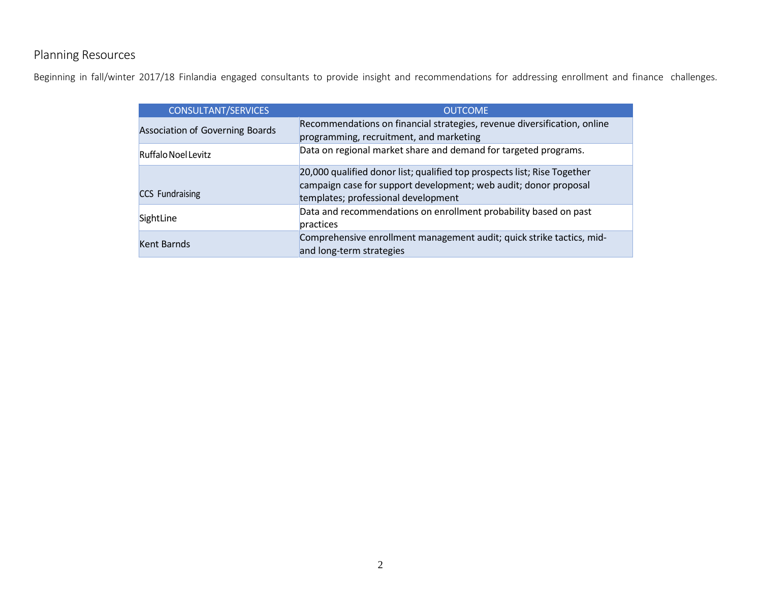## Planning Resources

Beginning in fall/winter 2017/18 Finlandia engaged consultants to provide insight and recommendations for addressing enrollment and finance challenges.

| CONSULTANT/SERVICES | OUTCOME |
|---|---|
| Association of Governing Boards | Recommendations on financial strategies, revenue diversification, online programming, recruitment, and marketing |
| Ruffalo Noel Levitz | Data on regional market share and demand for targeted programs. |
| CCS Fundraising | 20,000 qualified donor list; qualified top prospects list; Rise Together campaign case for support development; web audit; donor proposal templates; professional development |
| SightLine | Data and recommendations on enrollment probability based on past practices |
| Kent Barnds | Comprehensive enrollment management audit; quick strike tactics, mid- and long-term strategies |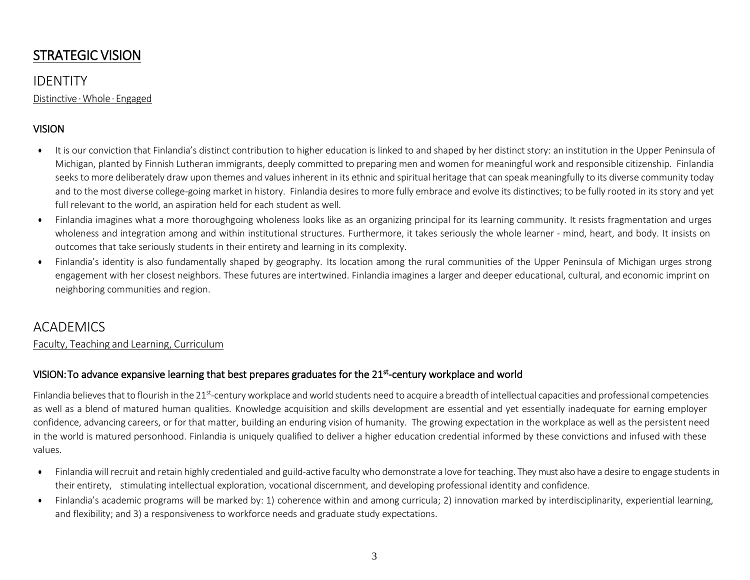# STRATEGIC VISION

## IDENTITY

Distinctive · Whole · Engaged

### VISION

- It is our conviction that Finlandia's distinct contribution to higher education is linked to and shaped by her distinct story: an institution in the Upper Peninsula of Michigan, planted by Finnish Lutheran immigrants, deeply committed to preparing men and women for meaningful work and responsible citizenship. Finlandia seeks to more deliberately draw upon themes and values inherent in its ethnic and spiritual heritage that can speak meaningfully to its diverse community today and to the most diverse college-going market in history. Finlandia desires to more fully embrace and evolve its distinctives; to be fully rooted in its story and yet full relevant to the world, an aspiration held for each student as well.
- Finlandia imagines what a more thoroughgoing wholeness looks like as an organizing principal for its learning community. It resists fragmentation and urges wholeness and integration among and within institutional structures. Furthermore, it takes seriously the whole learner - mind, heart, and body. It insists on outcomes that take seriously students in their entirety and learning in its complexity.
- Finlandia's identity is also fundamentally shaped by geography. Its location among the rural communities of the Upper Peninsula of Michigan urges strong engagement with her closest neighbors. These futures are intertwined. Finlandia imagines a larger and deeper educational, cultural, and economic imprint on neighboring communities and region.

## ACADEMICS

Faculty, Teaching and Learning, Curriculum

### VISION: To advance expansive learning that best prepares graduates for the 21st-century workplace and world

Finlandia believes that to flourish in the 21st-century workplace and world students need to acquire a breadth of intellectual capacities and professional competencies as well as a blend of matured human qualities. Knowledge acquisition and skills development are essential and yet essentially inadequate for earning employer confidence, advancing careers, or for that matter, building an enduring vision of humanity. The growing expectation in the workplace as well as the persistent need in the world is matured personhood. Finlandia is uniquely qualified to deliver a higher education credential informed by these convictions and infused with these values.

- Finlandia will recruit and retain highly credentialed and guild-active faculty who demonstrate a love for teaching. They must also have a desire to engage students in their entirety, stimulating intellectual exploration, vocational discernment, and developing professional identity and confidence.
- Finlandia's academic programs will be marked by: 1) coherence within and among curricula; 2) innovation marked by interdisciplinarity, experiential learning, and flexibility; and 3) a responsiveness to workforce needs and graduate study expectations.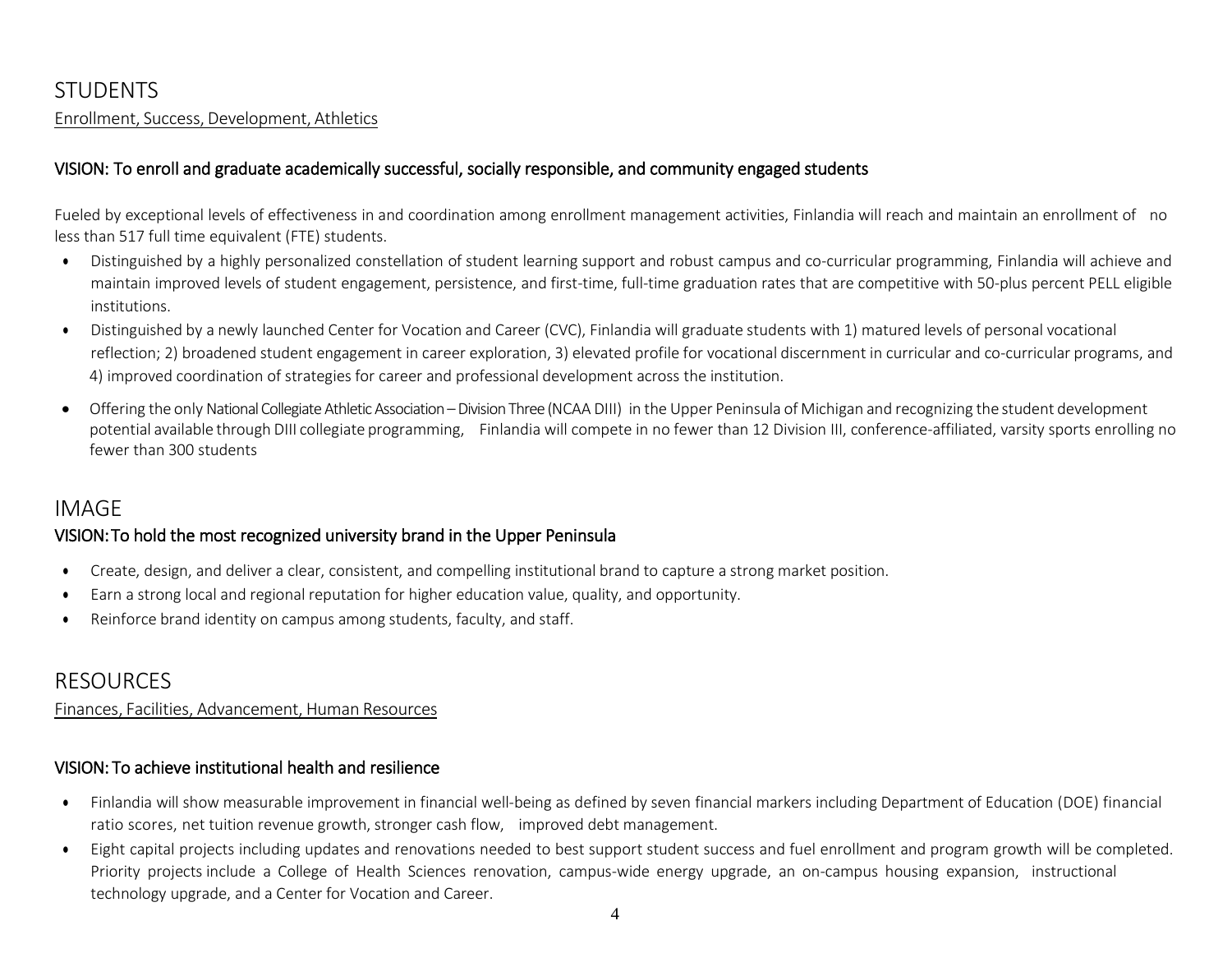# STUDENTS

Enrollment, Success, Development, Athletics

### VISION: To enroll and graduate academically successful, socially responsible, and community engaged students

Fueled by exceptional levels of effectiveness in and coordination among enrollment management activities, Finlandia will reach and maintain an enrollment of no less than 517 full time equivalent (FTE) students.

- Distinguished by a highly personalized constellation of student learning support and robust campus and co-curricular programming, Finlandia will achieve and maintain improved levels of student engagement, persistence, and first-time, full-time graduation rates that are competitive with 50-plus percent PELL eligible institutions.
- Distinguished by a newly launched Center for Vocation and Career (CVC), Finlandia will graduate students with 1) matured levels of personal vocational reflection; 2) broadened student engagement in career exploration, 3) elevated profile for vocational discernment in curricular and co-curricular programs, and 4) improved coordination of strategies for career and professional development across the institution.
- Offering the only National Collegiate Athletic Association – Division Three (NCAA DIII) in the Upper Peninsula of Michigan and recognizing the student development potential available through DIII collegiate programming, Finlandia will compete in no fewer than 12 Division III, conference-affiliated, varsity sports enrolling no fewer than 300 students

# IMAGE

### VISION: To hold the most recognized university brand in the Upper Peninsula

- Create, design, and deliver a clear, consistent, and compelling institutional brand to capture a strong market position.
- Earn a strong local and regional reputation for higher education value, quality, and opportunity.
- Reinforce brand identity on campus among students, faculty, and staff.

# RESOURCES

Finances, Facilities, Advancement, Human Resources

### VISION: To achieve institutional health and resilience

- Finlandia will show measurable improvement in financial well-being as defined by seven financial markers including Department of Education (DOE) financial ratio scores, net tuition revenue growth, stronger cash flow, improved debt management.
- Eight capital projects including updates and renovations needed to best support student success and fuel enrollment and program growth will be completed. Priority projects include a College of Health Sciences renovation, campus-wide energy upgrade, an on-campus housing expansion, instructional technology upgrade, and a Center for Vocation and Career.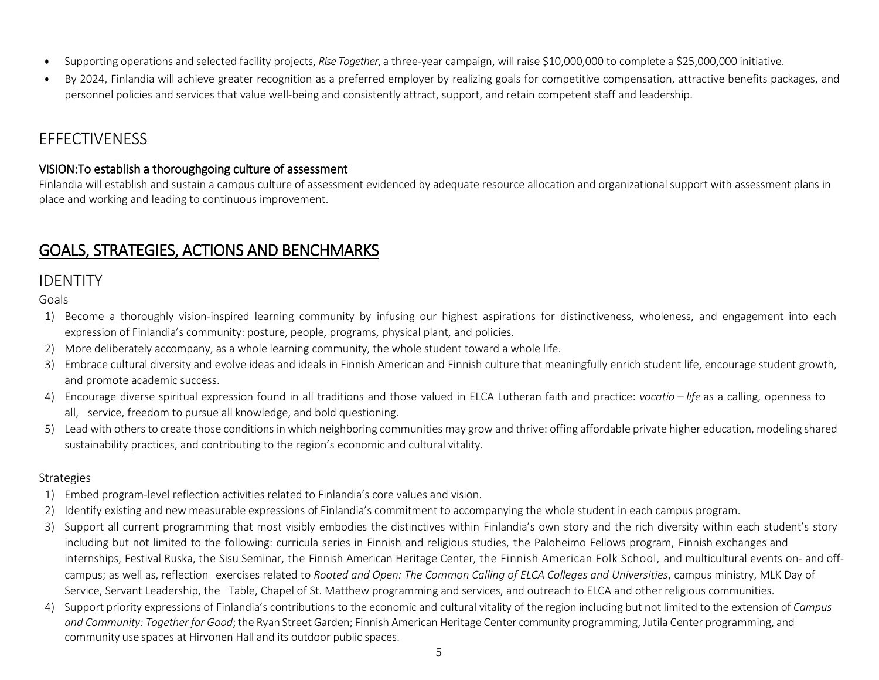- Supporting operations and selected facility projects, *Rise Together*, a three-year campaign, will raise $10,000,000 to complete a $25,000,000 initiative.
- By 2024, Finlandia will achieve greater recognition as a preferred employer by realizing goals for competitive compensation, attractive benefits packages, and personnel policies and services that value well-being and consistently attract, support, and retain competent staff and leadership.

## EFFECTIVENESS

#### VISION:To establish a thoroughgoing culture of assessment

Finlandia will establish and sustain a campus culture of assessment evidenced by adequate resource allocation and organizational support with assessment plans in place and working and leading to continuous improvement.

# GOALS, STRATEGIES, ACTIONS AND BENCHMARKS

## IDENTITY

### Goals

1) Become a thoroughly vision-inspired learning community by infusing our highest aspirations for distinctiveness, wholeness, and engagement into each expression of Finlandia's community: posture, people, programs, physical plant, and policies.
2) More deliberately accompany, as a whole learning community, the whole student toward a whole life.
3) Embrace cultural diversity and evolve ideas and ideals in Finnish American and Finnish culture that meaningfully enrich student life, encourage student growth, and promote academic success.
4) Encourage diverse spiritual expression found in all traditions and those valued in ELCA Lutheran faith and practice: *vocatio – life* as a calling, openness to all, service, freedom to pursue all knowledge, and bold questioning.
5) Lead with others to create those conditions in which neighboring communities may grow and thrive: offing affordable private higher education, modeling shared sustainability practices, and contributing to the region's economic and cultural vitality.

### Strategies

1) Embed program-level reflection activities related to Finlandia's core values and vision.
2) Identify existing and new measurable expressions of Finlandia's commitment to accompanying the whole student in each campus program.
3) Support all current programming that most visibly embodies the distinctives within Finlandia's own story and the rich diversity within each student's story including but not limited to the following: curricula series in Finnish and religious studies, the Paloheimo Fellows program, Finnish exchanges and internships, Festival Ruska, the Sisu Seminar, the Finnish American Heritage Center, the Finnish American Folk School, and multicultural events on- and off-campus; as well as, reflection exercises related to *Rooted and Open: The Common Calling of ELCA Colleges and Universities*, campus ministry, MLK Day of Service, Servant Leadership, the Table, Chapel of St. Matthew programming and services, and outreach to ELCA and other religious communities.
4) Support priority expressions of Finlandia's contributions to the economic and cultural vitality of the region including but not limited to the extension of *Campus and Community: Together for Good*; the Ryan Street Garden; Finnish American Heritage Center community programming, Jutila Center programming, and community use spaces at Hirvonen Hall and its outdoor public spaces.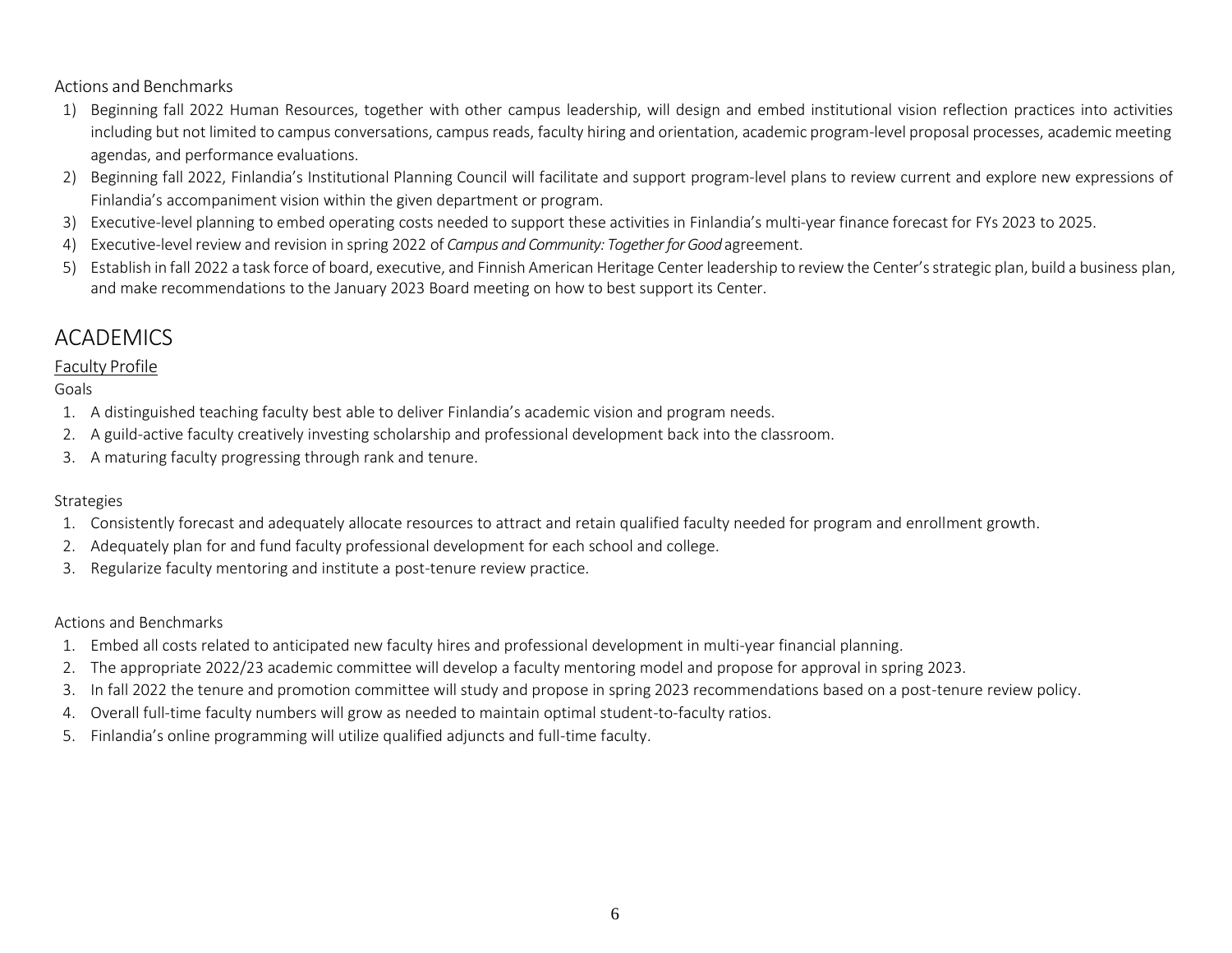Actions and Benchmarks

1) Beginning fall 2022 Human Resources, together with other campus leadership, will design and embed institutional vision reflection practices into activities including but not limited to campus conversations, campus reads, faculty hiring and orientation, academic program-level proposal processes, academic meeting agendas, and performance evaluations.
2) Beginning fall 2022, Finlandia's Institutional Planning Council will facilitate and support program-level plans to review current and explore new expressions of Finlandia's accompaniment vision within the given department or program.
3) Executive-level planning to embed operating costs needed to support these activities in Finlandia's multi-year finance forecast for FYs 2023 to 2025.
4) Executive-level review and revision in spring 2022 of *Campus and Community: Together for Good* agreement.
5) Establish in fall 2022 a task force of board, executive, and Finnish American Heritage Center leadership to review the Center's strategic plan, build a business plan, and make recommendations to the January 2023 Board meeting on how to best support its Center.

# ACADEMICS

## Faculty Profile

Goals

1. A distinguished teaching faculty best able to deliver Finlandia's academic vision and program needs.
2. A guild-active faculty creatively investing scholarship and professional development back into the classroom.
3. A maturing faculty progressing through rank and tenure.

Strategies

1. Consistently forecast and adequately allocate resources to attract and retain qualified faculty needed for program and enrollment growth.
2. Adequately plan for and fund faculty professional development for each school and college.
3. Regularize faculty mentoring and institute a post-tenure review practice.

Actions and Benchmarks

1. Embed all costs related to anticipated new faculty hires and professional development in multi-year financial planning.
2. The appropriate 2022/23 academic committee will develop a faculty mentoring model and propose for approval in spring 2023.
3. In fall 2022 the tenure and promotion committee will study and propose in spring 2023 recommendations based on a post-tenure review policy.
4. Overall full-time faculty numbers will grow as needed to maintain optimal student-to-faculty ratios.
5. Finlandia's online programming will utilize qualified adjuncts and full-time faculty.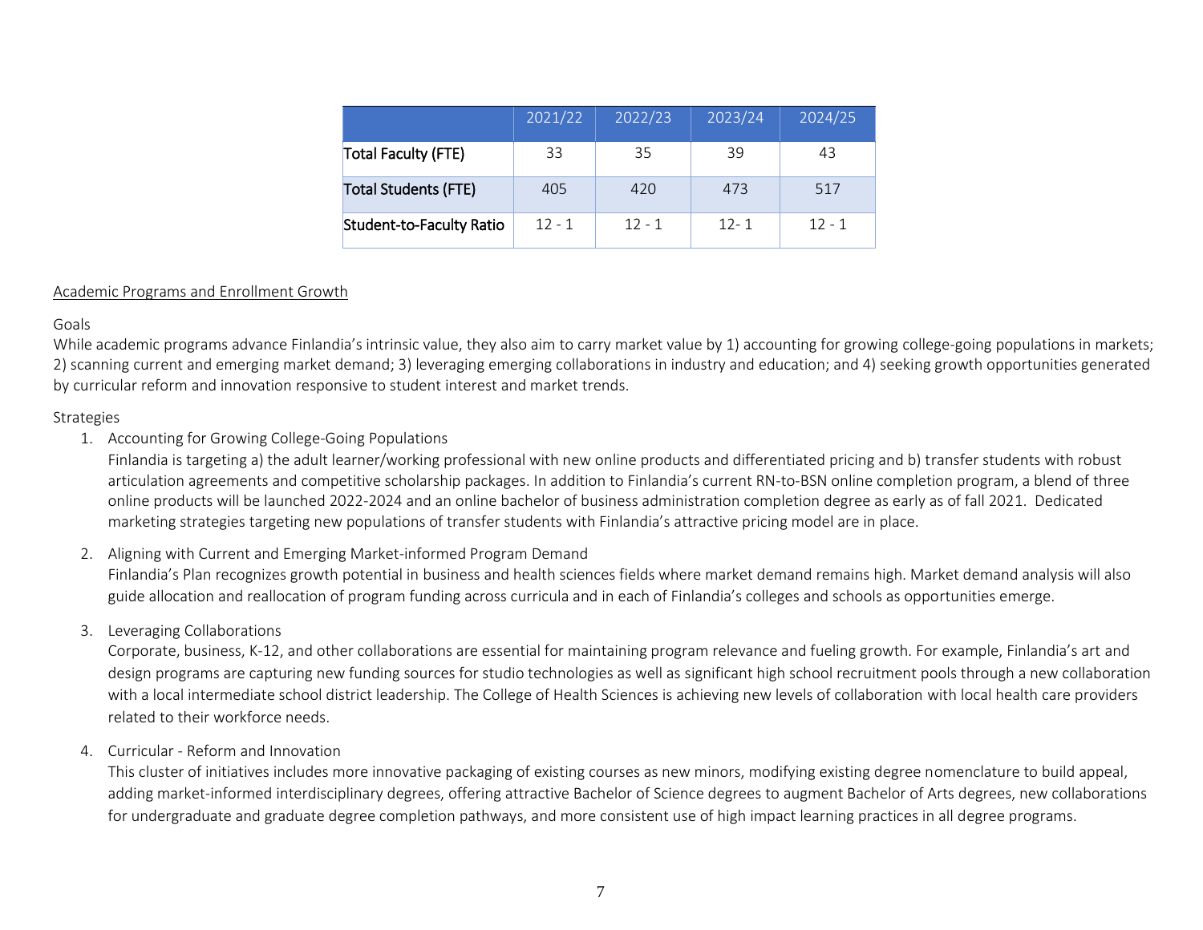| | 2021/22 | 2022/23 | 2023/24 | 2024/25 |
|---|---|---|---|---|
| Total Faculty (FTE) | 33 | 35 | 39 | 43 |
| Total Students (FTE) | 405 | 420 | 473 | 517 |
| Student-to-Faculty Ratio | 12 - 1 | 12 - 1 | 12- 1 | 12 - 1 |

Academic Programs and Enrollment Growth

Goals

While academic programs advance Finlandia's intrinsic value, they also aim to carry market value by 1) accounting for growing college-going populations in markets; 2) scanning current and emerging market demand; 3) leveraging emerging collaborations in industry and education; and 4) seeking growth opportunities generated by curricular reform and innovation responsive to student interest and market trends.

Strategies

1. Accounting for Growing College-Going Populations

   Finlandia is targeting a) the adult learner/working professional with new online products and differentiated pricing and b) transfer students with robust articulation agreements and competitive scholarship packages. In addition to Finlandia's current RN-to-BSN online completion program, a blend of three online products will be launched 2022-2024 and an online bachelor of business administration completion degree as early as of fall 2021. Dedicated marketing strategies targeting new populations of transfer students with Finlandia's attractive pricing model are in place.

2. Aligning with Current and Emerging Market-informed Program Demand

   Finlandia's Plan recognizes growth potential in business and health sciences fields where market demand remains high. Market demand analysis will also guide allocation and reallocation of program funding across curricula and in each of Finlandia's colleges and schools as opportunities emerge.

3. Leveraging Collaborations

   Corporate, business, K-12, and other collaborations are essential for maintaining program relevance and fueling growth. For example, Finlandia's art and design programs are capturing new funding sources for studio technologies as well as significant high school recruitment pools through a new collaboration with a local intermediate school district leadership. The College of Health Sciences is achieving new levels of collaboration with local health care providers related to their workforce needs.

4. Curricular - Reform and Innovation

   This cluster of initiatives includes more innovative packaging of existing courses as new minors, modifying existing degree nomenclature to build appeal, adding market-informed interdisciplinary degrees, offering attractive Bachelor of Science degrees to augment Bachelor of Arts degrees, new collaborations for undergraduate and graduate degree completion pathways, and more consistent use of high impact learning practices in all degree programs.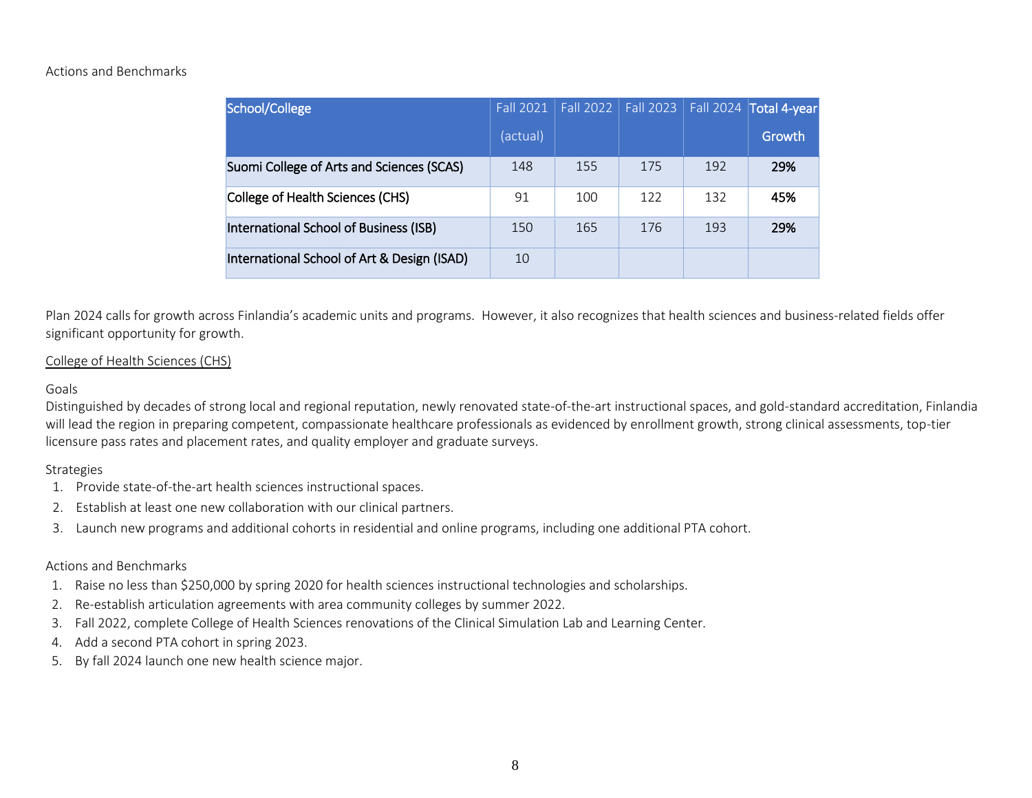Actions and Benchmarks

| School/College | Fall 2021 (actual) | Fall 2022 | Fall 2023 | Fall 2024 | Total 4-year Growth |
|---|---|---|---|---|---|
| Suomi College of Arts and Sciences (SCAS) | 148 | 155 | 175 | 192 | **29%** |
| College of Health Sciences (CHS) | 91 | 100 | 122 | 132 | **45%** |
| International School of Business (ISB) | 150 | 165 | 176 | 193 | **29%** |
| International School of Art & Design (ISAD) | 10 | | | | |

Plan 2024 calls for growth across Finlandia's academic units and programs. However, it also recognizes that health sciences and business-related fields offer significant opportunity for growth.

<u>College of Health Sciences (CHS)</u>

Goals

Distinguished by decades of strong local and regional reputation, newly renovated state-of-the-art instructional spaces, and gold-standard accreditation, Finlandia will lead the region in preparing competent, compassionate healthcare professionals as evidenced by enrollment growth, strong clinical assessments, top-tier licensure pass rates and placement rates, and quality employer and graduate surveys.

Strategies

1. Provide state-of-the-art health sciences instructional spaces.
2. Establish at least one new collaboration with our clinical partners.
3. Launch new programs and additional cohorts in residential and online programs, including one additional PTA cohort.

Actions and Benchmarks

1. Raise no less than $250,000 by spring 2020 for health sciences instructional technologies and scholarships.
2. Re-establish articulation agreements with area community colleges by summer 2022.
3. Fall 2022, complete College of Health Sciences renovations of the Clinical Simulation Lab and Learning Center.
4. Add a second PTA cohort in spring 2023.
5. By fall 2024 launch one new health science major.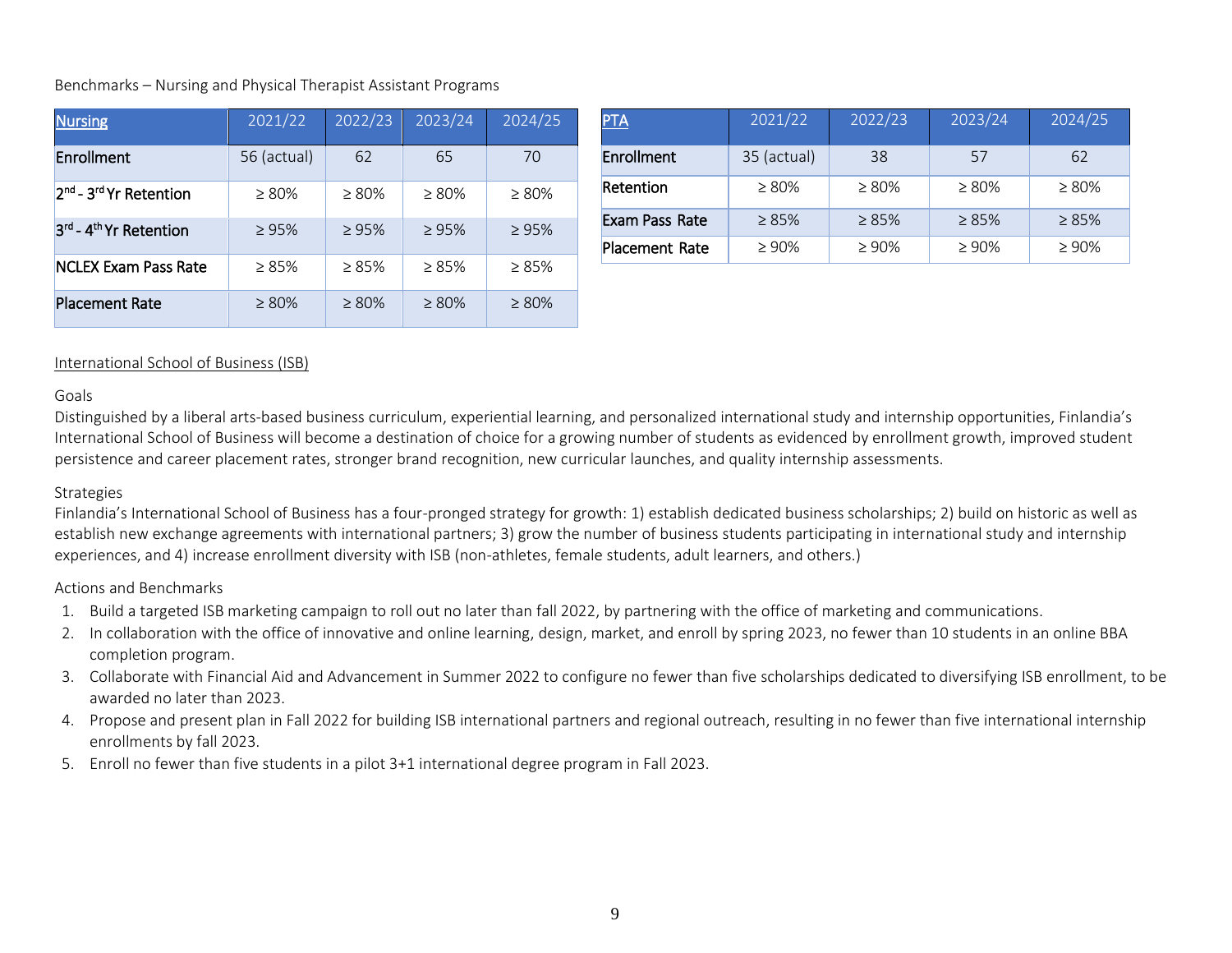Benchmarks – Nursing and Physical Therapist Assistant Programs

| Nursing | 2021/22 | 2022/23 | 2023/24 | 2024/25 |
|---|---|---|---|---|
| Enrollment | 56 (actual) | 62 | 65 | 70 |
| 2nd - 3rd Yr Retention | ≥ 80% | ≥ 80% | ≥ 80% | ≥ 80% |
| 3rd - 4th Yr Retention | ≥ 95% | ≥ 95% | ≥ 95% | ≥ 95% |
| NCLEX Exam Pass Rate | ≥ 85% | ≥ 85% | ≥ 85% | ≥ 85% |
| Placement Rate | ≥ 80% | ≥ 80% | ≥ 80% | ≥ 80% |

| PTA | 2021/22 | 2022/23 | 2023/24 | 2024/25 |
|---|---|---|---|---|
| Enrollment | 35 (actual) | 38 | 57 | 62 |
| Retention | ≥ 80% | ≥ 80% | ≥ 80% | ≥ 80% |
| Exam Pass Rate | ≥ 85% | ≥ 85% | ≥ 85% | ≥ 85% |
| Placement Rate | ≥ 90% | ≥ 90% | ≥ 90% | ≥ 90% |

International School of Business (ISB)

Goals

Distinguished by a liberal arts-based business curriculum, experiential learning, and personalized international study and internship opportunities, Finlandia's International School of Business will become a destination of choice for a growing number of students as evidenced by enrollment growth, improved student persistence and career placement rates, stronger brand recognition, new curricular launches, and quality internship assessments.

Strategies

Finlandia's International School of Business has a four-pronged strategy for growth: 1) establish dedicated business scholarships; 2) build on historic as well as establish new exchange agreements with international partners; 3) grow the number of business students participating in international study and internship experiences, and 4) increase enrollment diversity with ISB (non-athletes, female students, adult learners, and others.)

Actions and Benchmarks

1. Build a targeted ISB marketing campaign to roll out no later than fall 2022, by partnering with the office of marketing and communications.
2. In collaboration with the office of innovative and online learning, design, market, and enroll by spring 2023, no fewer than 10 students in an online BBA completion program.
3. Collaborate with Financial Aid and Advancement in Summer 2022 to configure no fewer than five scholarships dedicated to diversifying ISB enrollment, to be awarded no later than 2023.
4. Propose and present plan in Fall 2022 for building ISB international partners and regional outreach, resulting in no fewer than five international internship enrollments by fall 2023.
5. Enroll no fewer than five students in a pilot 3+1 international degree program in Fall 2023.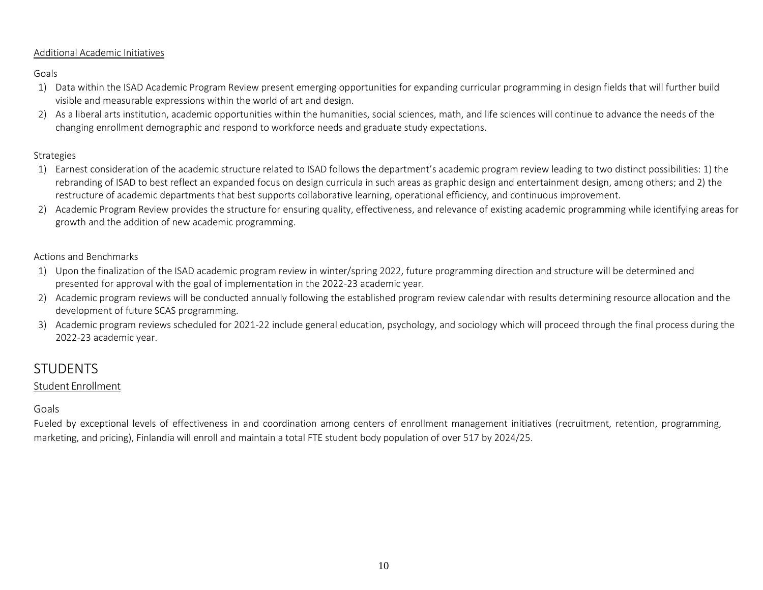Additional Academic Initiatives

Goals

1) Data within the ISAD Academic Program Review present emerging opportunities for expanding curricular programming in design fields that will further build visible and measurable expressions within the world of art and design.
2) As a liberal arts institution, academic opportunities within the humanities, social sciences, math, and life sciences will continue to advance the needs of the changing enrollment demographic and respond to workforce needs and graduate study expectations.

Strategies

1) Earnest consideration of the academic structure related to ISAD follows the department's academic program review leading to two distinct possibilities: 1) the rebranding of ISAD to best reflect an expanded focus on design curricula in such areas as graphic design and entertainment design, among others; and 2) the restructure of academic departments that best supports collaborative learning, operational efficiency, and continuous improvement.
2) Academic Program Review provides the structure for ensuring quality, effectiveness, and relevance of existing academic programming while identifying areas for growth and the addition of new academic programming.

Actions and Benchmarks

1) Upon the finalization of the ISAD academic program review in winter/spring 2022, future programming direction and structure will be determined and presented for approval with the goal of implementation in the 2022-23 academic year.
2) Academic program reviews will be conducted annually following the established program review calendar with results determining resource allocation and the development of future SCAS programming.
3) Academic program reviews scheduled for 2021-22 include general education, psychology, and sociology which will proceed through the final process during the 2022-23 academic year.

# STUDENTS

## Student Enrollment

### Goals

Fueled by exceptional levels of effectiveness in and coordination among centers of enrollment management initiatives (recruitment, retention, programming, marketing, and pricing), Finlandia will enroll and maintain a total FTE student body population of over 517 by 2024/25.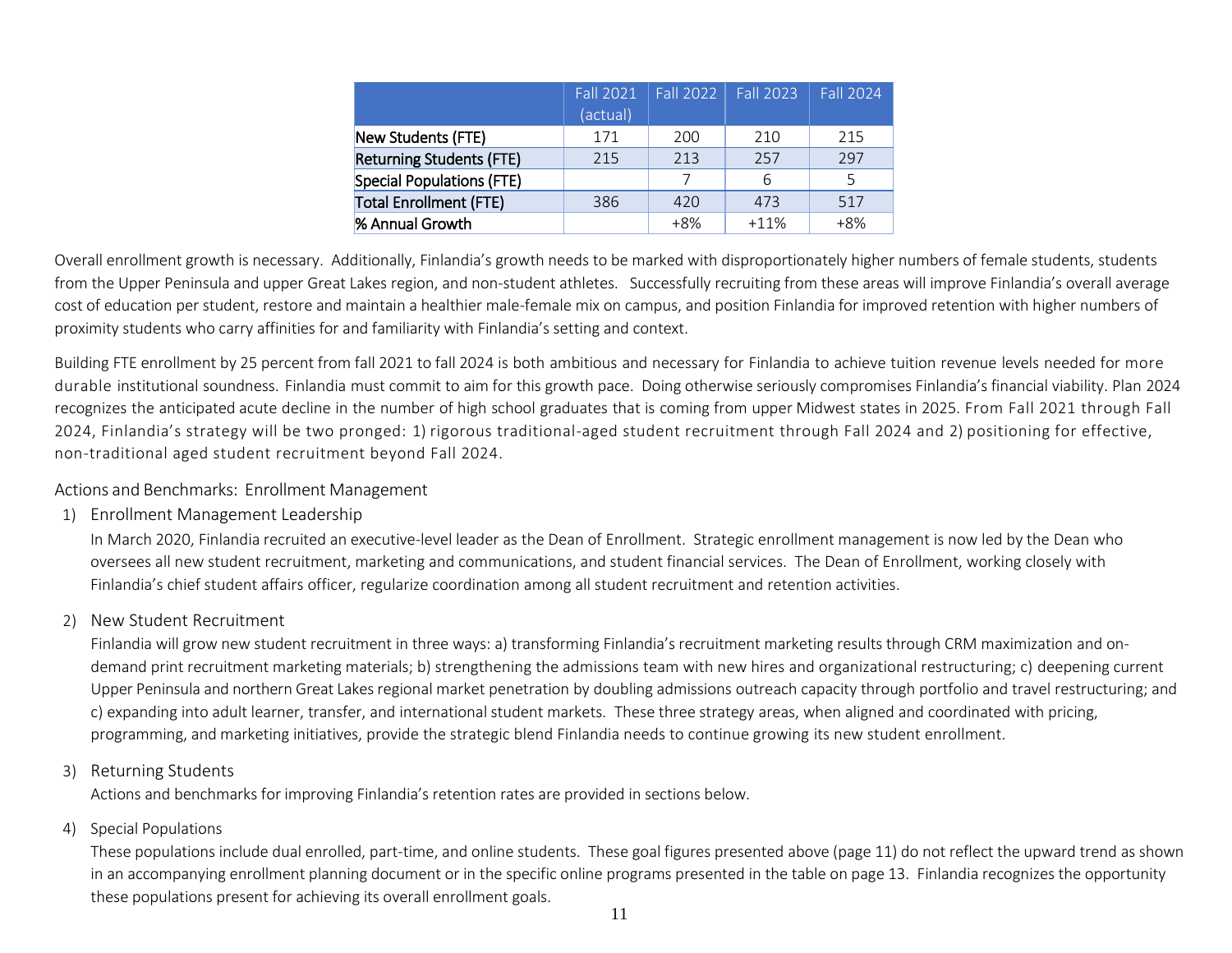| | Fall 2021 (actual) | Fall 2022 | Fall 2023 | Fall 2024 |
|---|---|---|---|---|
| New Students (FTE) | 171 | 200 | 210 | 215 |
| Returning Students (FTE) | 215 | 213 | 257 | 297 |
| Special Populations (FTE) | | 7 | 6 | 5 |
| Total Enrollment (FTE) | 386 | 420 | 473 | 517 |
| % Annual Growth | | +8% | +11% | +8% |

Overall enrollment growth is necessary. Additionally, Finlandia's growth needs to be marked with disproportionately higher numbers of female students, students from the Upper Peninsula and upper Great Lakes region, and non-student athletes. Successfully recruiting from these areas will improve Finlandia's overall average cost of education per student, restore and maintain a healthier male-female mix on campus, and position Finlandia for improved retention with higher numbers of proximity students who carry affinities for and familiarity with Finlandia's setting and context.

Building FTE enrollment by 25 percent from fall 2021 to fall 2024 is both ambitious and necessary for Finlandia to achieve tuition revenue levels needed for more durable institutional soundness. Finlandia must commit to aim for this growth pace. Doing otherwise seriously compromises Finlandia's financial viability. Plan 2024 recognizes the anticipated acute decline in the number of high school graduates that is coming from upper Midwest states in 2025. From Fall 2021 through Fall 2024, Finlandia's strategy will be two pronged: 1) rigorous traditional-aged student recruitment through Fall 2024 and 2) positioning for effective, non-traditional aged student recruitment beyond Fall 2024.

### Actions and Benchmarks: Enrollment Management

1) Enrollment Management Leadership

   In March 2020, Finlandia recruited an executive-level leader as the Dean of Enrollment. Strategic enrollment management is now led by the Dean who oversees all new student recruitment, marketing and communications, and student financial services. The Dean of Enrollment, working closely with Finlandia's chief student affairs officer, regularize coordination among all student recruitment and retention activities.

2) New Student Recruitment

   Finlandia will grow new student recruitment in three ways: a) transforming Finlandia's recruitment marketing results through CRM maximization and on-demand print recruitment marketing materials; b) strengthening the admissions team with new hires and organizational restructuring; c) deepening current Upper Peninsula and northern Great Lakes regional market penetration by doubling admissions outreach capacity through portfolio and travel restructuring; and c) expanding into adult learner, transfer, and international student markets. These three strategy areas, when aligned and coordinated with pricing, programming, and marketing initiatives, provide the strategic blend Finlandia needs to continue growing its new student enrollment.

3) Returning Students

   Actions and benchmarks for improving Finlandia's retention rates are provided in sections below.

4) Special Populations

   These populations include dual enrolled, part-time, and online students. These goal figures presented above (page 11) do not reflect the upward trend as shown in an accompanying enrollment planning document or in the specific online programs presented in the table on page 13. Finlandia recognizes the opportunity these populations present for achieving its overall enrollment goals.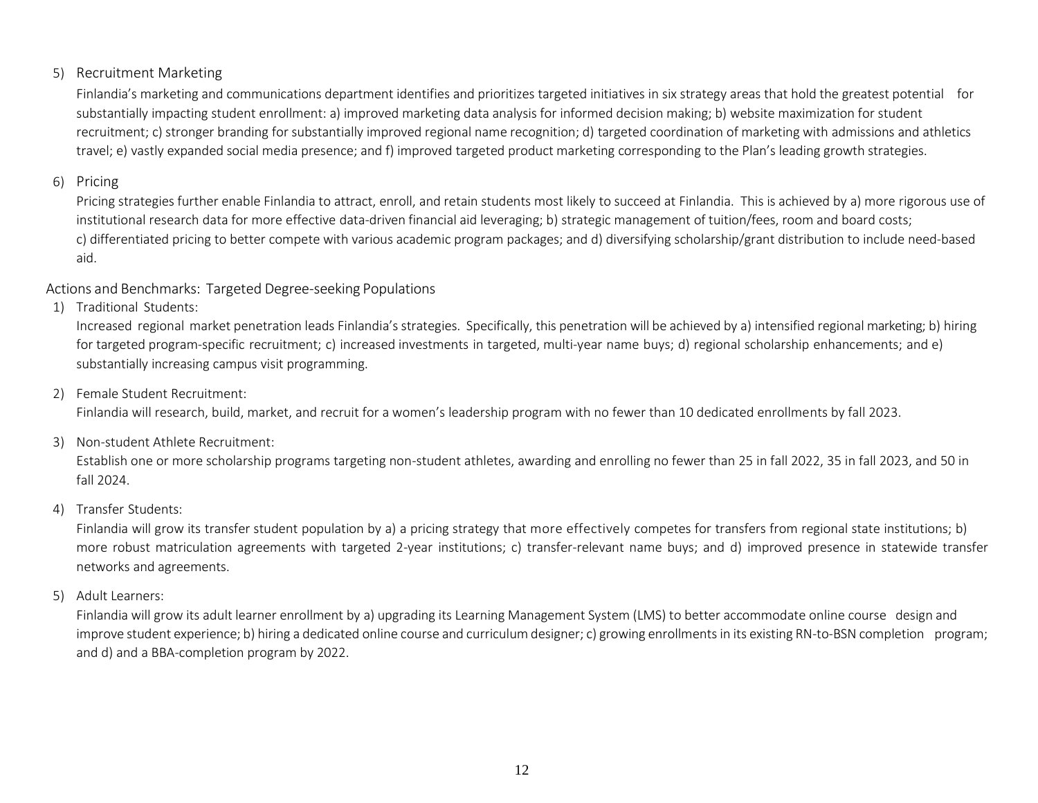5) Recruitment Marketing

   Finlandia's marketing and communications department identifies and prioritizes targeted initiatives in six strategy areas that hold the greatest potential for substantially impacting student enrollment: a) improved marketing data analysis for informed decision making; b) website maximization for student recruitment; c) stronger branding for substantially improved regional name recognition; d) targeted coordination of marketing with admissions and athletics travel; e) vastly expanded social media presence; and f) improved targeted product marketing corresponding to the Plan's leading growth strategies.

6) Pricing

   Pricing strategies further enable Finlandia to attract, enroll, and retain students most likely to succeed at Finlandia. This is achieved by a) more rigorous use of institutional research data for more effective data-driven financial aid leveraging; b) strategic management of tuition/fees, room and board costs; c) differentiated pricing to better compete with various academic program packages; and d) diversifying scholarship/grant distribution to include need-based aid.

## Actions and Benchmarks: Targeted Degree-seeking Populations

1) Traditional Students:

   Increased regional market penetration leads Finlandia's strategies. Specifically, this penetration will be achieved by a) intensified regional marketing; b) hiring for targeted program-specific recruitment; c) increased investments in targeted, multi-year name buys; d) regional scholarship enhancements; and e) substantially increasing campus visit programming.

2) Female Student Recruitment:

   Finlandia will research, build, market, and recruit for a women's leadership program with no fewer than 10 dedicated enrollments by fall 2023.

3) Non-student Athlete Recruitment:

   Establish one or more scholarship programs targeting non-student athletes, awarding and enrolling no fewer than 25 in fall 2022, 35 in fall 2023, and 50 in fall 2024.

4) Transfer Students:

   Finlandia will grow its transfer student population by a) a pricing strategy that more effectively competes for transfers from regional state institutions; b) more robust matriculation agreements with targeted 2-year institutions; c) transfer-relevant name buys; and d) improved presence in statewide transfer networks and agreements.

5) Adult Learners:

   Finlandia will grow its adult learner enrollment by a) upgrading its Learning Management System (LMS) to better accommodate online course design and improve student experience; b) hiring a dedicated online course and curriculum designer; c) growing enrollments in its existing RN-to-BSN completion program; and d) and a BBA-completion program by 2022.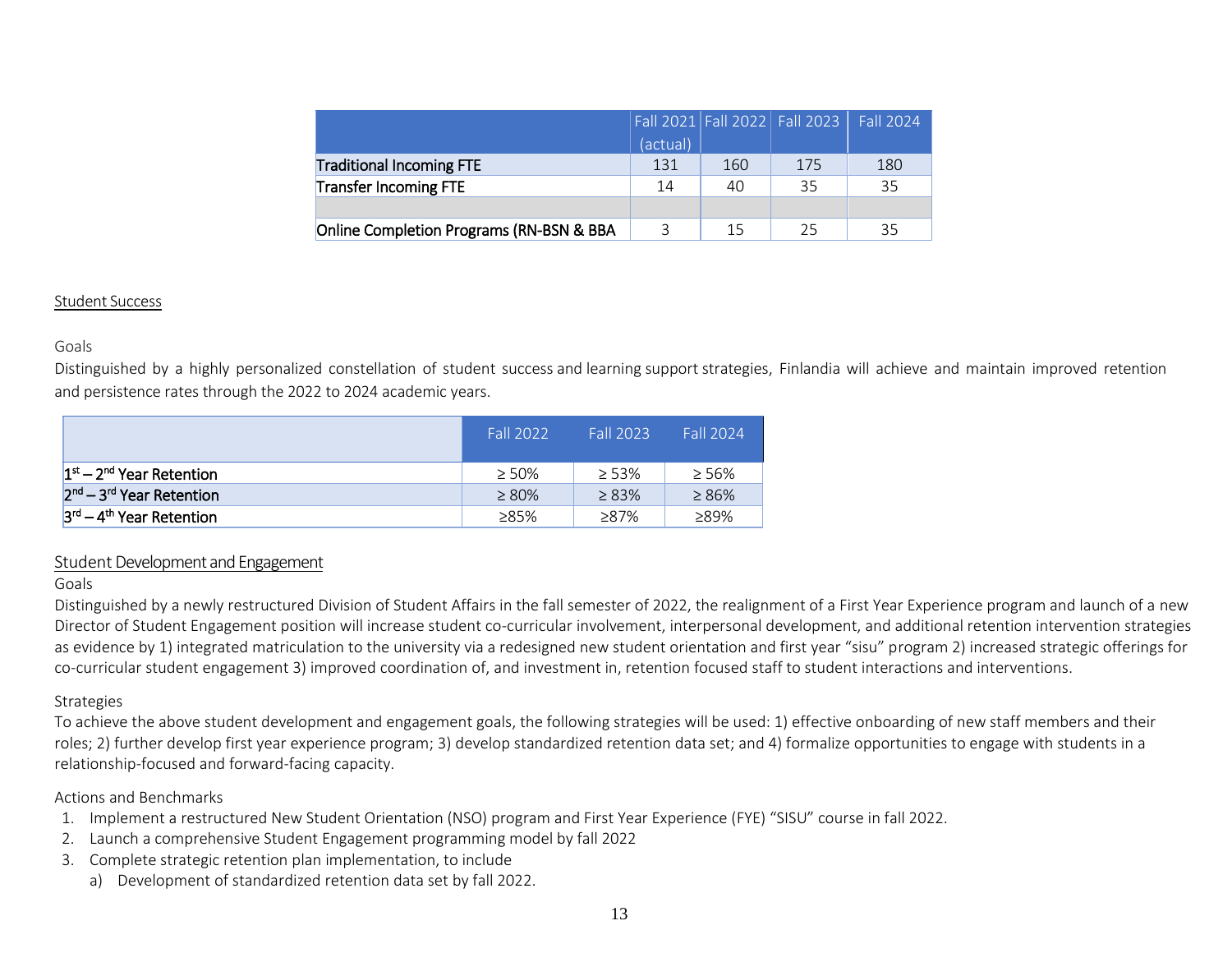| | Fall 2021 (actual) | Fall 2022 | Fall 2023 | Fall 2024 |
|---|---|---|---|---|
| Traditional Incoming FTE | 131 | 160 | 175 | 180 |
| Transfer Incoming FTE | 14 | 40 | 35 | 35 |
| | | | | |
| Online Completion Programs (RN-BSN & BBA | 3 | 15 | 25 | 35 |

## Student Success

### Goals

Distinguished by a highly personalized constellation of student success and learning support strategies, Finlandia will achieve and maintain improved retention and persistence rates through the 2022 to 2024 academic years.

| | Fall 2022 | Fall 2023 | Fall 2024 |
|---|---|---|---|
| 1st – 2nd Year Retention | ≥ 50% | ≥ 53% | ≥ 56% |
| 2nd – 3rd Year Retention | ≥ 80% | ≥ 83% | ≥ 86% |
| 3rd – 4th Year Retention | ≥85% | ≥87% | ≥89% |

## Student Development and Engagement

### Goals

Distinguished by a newly restructured Division of Student Affairs in the fall semester of 2022, the realignment of a First Year Experience program and launch of a new Director of Student Engagement position will increase student co-curricular involvement, interpersonal development, and additional retention intervention strategies as evidence by 1) integrated matriculation to the university via a redesigned new student orientation and first year "sisu" program 2) increased strategic offerings for co-curricular student engagement 3) improved coordination of, and investment in, retention focused staff to student interactions and interventions.

### Strategies

To achieve the above student development and engagement goals, the following strategies will be used: 1) effective onboarding of new staff members and their roles; 2) further develop first year experience program; 3) develop standardized retention data set; and 4) formalize opportunities to engage with students in a relationship-focused and forward-facing capacity.

### Actions and Benchmarks

1. Implement a restructured New Student Orientation (NSO) program and First Year Experience (FYE) "SISU" course in fall 2022.
2. Launch a comprehensive Student Engagement programming model by fall 2022
3. Complete strategic retention plan implementation, to include
   a) Development of standardized retention data set by fall 2022.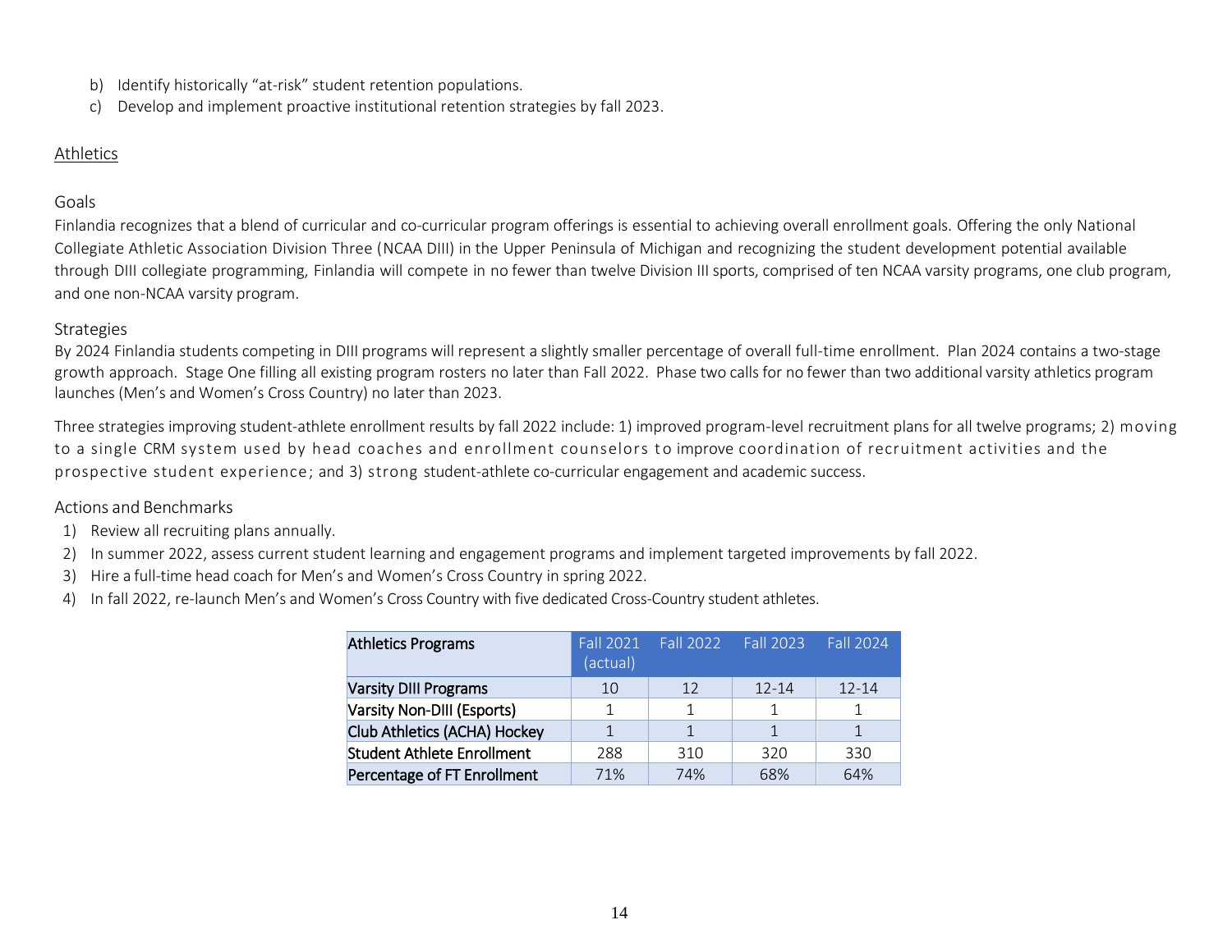b) Identify historically "at-risk" student retention populations.
c) Develop and implement proactive institutional retention strategies by fall 2023.

## Athletics

### Goals

Finlandia recognizes that a blend of curricular and co-curricular program offerings is essential to achieving overall enrollment goals. Offering the only National Collegiate Athletic Association Division Three (NCAA DIII) in the Upper Peninsula of Michigan and recognizing the student development potential available through DIII collegiate programming, Finlandia will compete in no fewer than twelve Division III sports, comprised of ten NCAA varsity programs, one club program, and one non-NCAA varsity program.

### Strategies

By 2024 Finlandia students competing in DIII programs will represent a slightly smaller percentage of overall full-time enrollment. Plan 2024 contains a two-stage growth approach. Stage One filling all existing program rosters no later than Fall 2022. Phase two calls for no fewer than two additional varsity athletics program launches (Men's and Women's Cross Country) no later than 2023.

Three strategies improving student-athlete enrollment results by fall 2022 include: 1) improved program-level recruitment plans for all twelve programs; 2) moving to a single CRM system used by head coaches and enrollment counselors to improve coordination of recruitment activities and the prospective student experience; and 3) strong student-athlete co-curricular engagement and academic success.

### Actions and Benchmarks

1) Review all recruiting plans annually.
2) In summer 2022, assess current student learning and engagement programs and implement targeted improvements by fall 2022.
3) Hire a full-time head coach for Men's and Women's Cross Country in spring 2022.
4) In fall 2022, re-launch Men's and Women's Cross Country with five dedicated Cross-Country student athletes.

| Athletics Programs | Fall 2021 (actual) | Fall 2022 | Fall 2023 | Fall 2024 |
|---|---|---|---|---|
| Varsity DIII Programs | 10 | 12 | 12-14 | 12-14 |
| Varsity Non-DIII (Esports) | 1 | 1 | 1 | 1 |
| Club Athletics (ACHA) Hockey | 1 | 1 | 1 | 1 |
| Student Athlete Enrollment | 288 | 310 | 320 | 330 |
| Percentage of FT Enrollment | 71% | 74% | 68% | 64% |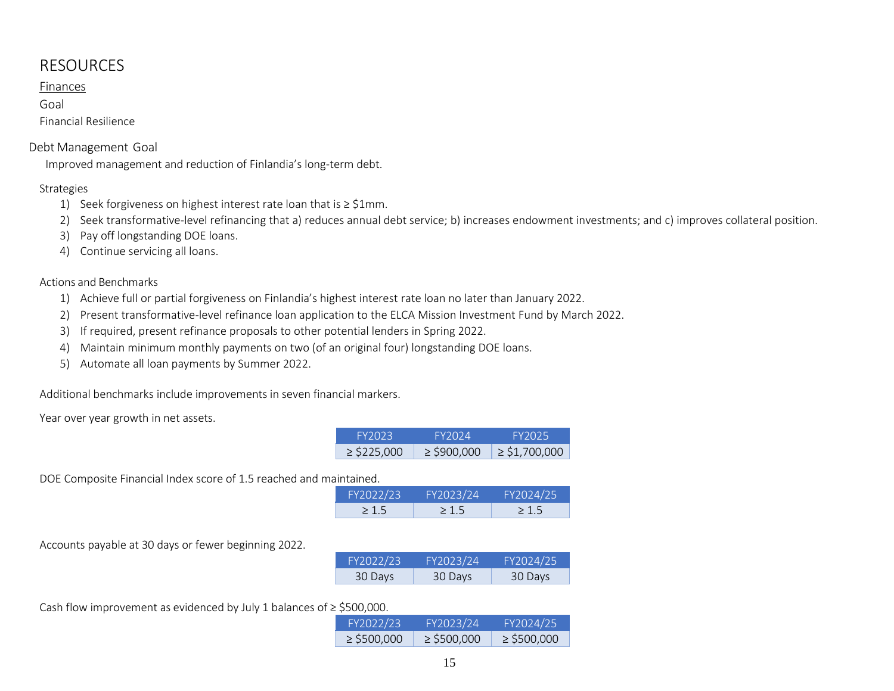# RESOURCES

Finances

Goal

Financial Resilience

## Debt Management Goal

Improved management and reduction of Finlandia's long-term debt.

Strategies

1) Seek forgiveness on highest interest rate loan that is ≥ $1mm.
2) Seek transformative-level refinancing that a) reduces annual debt service; b) increases endowment investments; and c) improves collateral position.
3) Pay off longstanding DOE loans.
4) Continue servicing all loans.

Actions and Benchmarks

1) Achieve full or partial forgiveness on Finlandia's highest interest rate loan no later than January 2022.
2) Present transformative-level refinance loan application to the ELCA Mission Investment Fund by March 2022.
3) If required, present refinance proposals to other potential lenders in Spring 2022.
4) Maintain minimum monthly payments on two (of an original four) longstanding DOE loans.
5) Automate all loan payments by Summer 2022.

Additional benchmarks include improvements in seven financial markers.

Year over year growth in net assets.

| FY2023 | FY2024 | FY2025 |
|---|---|---|
| ≥ $225,000 | ≥ $900,000 | ≥ $1,700,000 |

DOE Composite Financial Index score of 1.5 reached and maintained.

| FY2022/23 | FY2023/24 | FY2024/25 |
|---|---|---|
| ≥ 1.5 | ≥ 1.5 | ≥ 1.5 |

Accounts payable at 30 days or fewer beginning 2022.

| FY2022/23 | FY2023/24 | FY2024/25 |
|---|---|---|
| 30 Days | 30 Days | 30 Days |

Cash flow improvement as evidenced by July 1 balances of ≥ $500,000.

| FY2022/23 | FY2023/24 | FY2024/25 |
|---|---|---|
| ≥ $500,000 | ≥ $500,000 | ≥ $500,000 |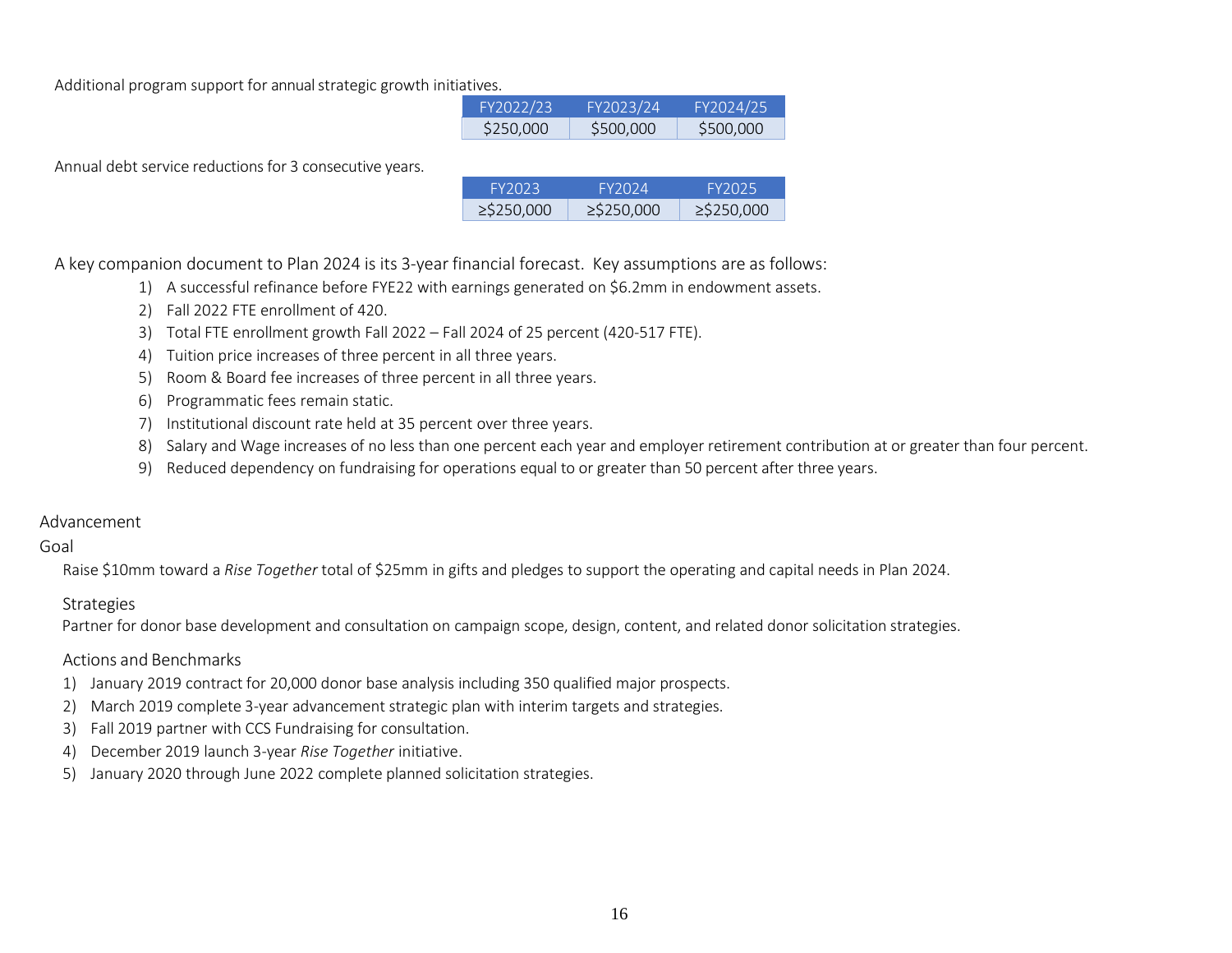Additional program support for annual strategic growth initiatives.

| FY2022/23 | FY2023/24 | FY2024/25 |
|---|---|---|
| \$250,000 | \$500,000 | \$500,000 |

Annual debt service reductions for 3 consecutive years.

| FY2023 | FY2024 | FY2025 |
|---|---|---|
| ≥\$250,000 | ≥\$250,000 | ≥\$250,000 |

A key companion document to Plan 2024 is its 3-year financial forecast. Key assumptions are as follows:

1) A successful refinance before FYE22 with earnings generated on \$6.2mm in endowment assets.
2) Fall 2022 FTE enrollment of 420.
3) Total FTE enrollment growth Fall 2022 – Fall 2024 of 25 percent (420-517 FTE).
4) Tuition price increases of three percent in all three years.
5) Room & Board fee increases of three percent in all three years.
6) Programmatic fees remain static.
7) Institutional discount rate held at 35 percent over three years.
8) Salary and Wage increases of no less than one percent each year and employer retirement contribution at or greater than four percent.
9) Reduced dependency on fundraising for operations equal to or greater than 50 percent after three years.

## Advancement

### Goal

Raise \$10mm toward a *Rise Together* total of \$25mm in gifts and pledges to support the operating and capital needs in Plan 2024.

### Strategies

Partner for donor base development and consultation on campaign scope, design, content, and related donor solicitation strategies.

### Actions and Benchmarks

1) January 2019 contract for 20,000 donor base analysis including 350 qualified major prospects.
2) March 2019 complete 3-year advancement strategic plan with interim targets and strategies.
3) Fall 2019 partner with CCS Fundraising for consultation.
4) December 2019 launch 3-year *Rise Together* initiative.
5) January 2020 through June 2022 complete planned solicitation strategies.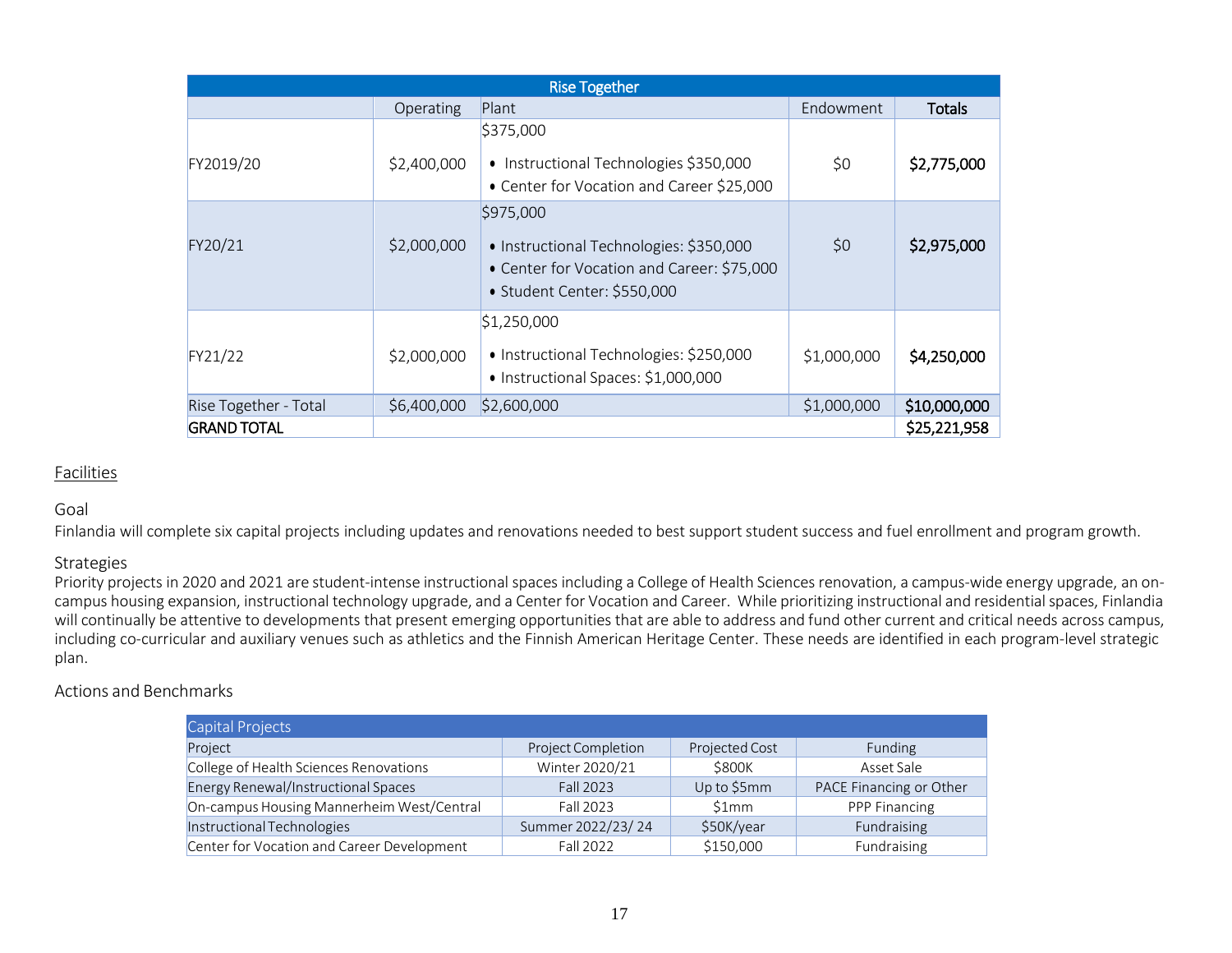| Rise Together | | | | |
|---|---|---|---|---|
| | Operating | Plant | Endowment | **Totals** |
| FY2019/20 | $2,400,000 | $375,000<br>• Instructional Technologies $350,000<br>• Center for Vocation and Career $25,000 | $0 | **$2,775,000** |
| FY20/21 | $2,000,000 | $975,000<br>• Instructional Technologies: $350,000<br>• Center for Vocation and Career: $75,000<br>• Student Center: $550,000 | $0 | **$2,975,000** |
| FY21/22 | $2,000,000 | $1,250,000<br>• Instructional Technologies: $250,000<br>• Instructional Spaces: $1,000,000 | $1,000,000 | **$4,250,000** |
| Rise Together - Total | $6,400,000 | $2,600,000 | $1,000,000 | **$10,000,000** |
| **GRAND TOTAL** | | | | **$25,221,958** |

<u>Facilities</u>

### Goal

Finlandia will complete six capital projects including updates and renovations needed to best support student success and fuel enrollment and program growth.

### Strategies

Priority projects in 2020 and 2021 are student-intense instructional spaces including a College of Health Sciences renovation, a campus-wide energy upgrade, an on-campus housing expansion, instructional technology upgrade, and a Center for Vocation and Career. While prioritizing instructional and residential spaces, Finlandia will continually be attentive to developments that present emerging opportunities that are able to address and fund other current and critical needs across campus, including co-curricular and auxiliary venues such as athletics and the Finnish American Heritage Center. These needs are identified in each program-level strategic plan.

### Actions and Benchmarks

| Capital Projects | | | |
|---|---|---|---|
| Project | Project Completion | Projected Cost | Funding |
| College of Health Sciences Renovations | Winter 2020/21 | $800K | Asset Sale |
| Energy Renewal/Instructional Spaces | Fall 2023 | Up to $5mm | PACE Financing or Other |
| On-campus Housing Mannerheim West/Central | Fall 2023 | $1mm | PPP Financing |
| Instructional Technologies | Summer 2022/23/ 24 | $50K/year | Fundraising |
| Center for Vocation and Career Development | Fall 2022 | $150,000 | Fundraising |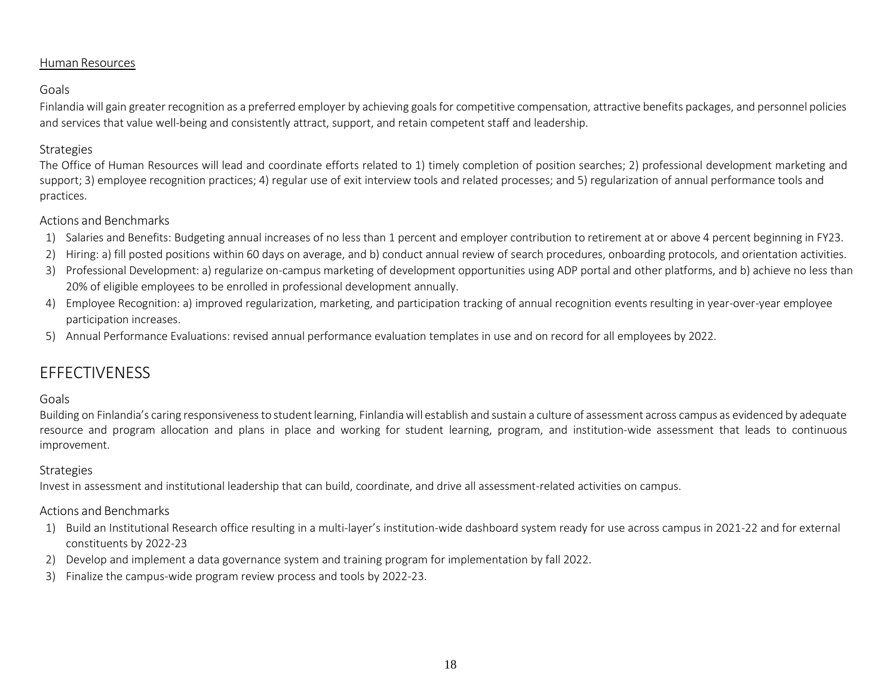## Human Resources

### Goals

Finlandia will gain greater recognition as a preferred employer by achieving goals for competitive compensation, attractive benefits packages, and personnel policies and services that value well-being and consistently attract, support, and retain competent staff and leadership.

### Strategies

The Office of Human Resources will lead and coordinate efforts related to 1) timely completion of position searches; 2) professional development marketing and support; 3) employee recognition practices; 4) regular use of exit interview tools and related processes; and 5) regularization of annual performance tools and practices.

### Actions and Benchmarks

1) Salaries and Benefits: Budgeting annual increases of no less than 1 percent and employer contribution to retirement at or above 4 percent beginning in FY23.
2) Hiring: a) fill posted positions within 60 days on average, and b) conduct annual review of search procedures, onboarding protocols, and orientation activities.
3) Professional Development: a) regularize on-campus marketing of development opportunities using ADP portal and other platforms, and b) achieve no less than 20% of eligible employees to be enrolled in professional development annually.
4) Employee Recognition: a) improved regularization, marketing, and participation tracking of annual recognition events resulting in year-over-year employee participation increases.
5) Annual Performance Evaluations: revised annual performance evaluation templates in use and on record for all employees by 2022.

# EFFECTIVENESS

### Goals

Building on Finlandia's caring responsiveness to student learning, Finlandia will establish and sustain a culture of assessment across campus as evidenced by adequate resource and program allocation and plans in place and working for student learning, program, and institution-wide assessment that leads to continuous improvement.

### Strategies

Invest in assessment and institutional leadership that can build, coordinate, and drive all assessment-related activities on campus.

### Actions and Benchmarks

1) Build an Institutional Research office resulting in a multi-layer's institution-wide dashboard system ready for use across campus in 2021-22 and for external constituents by 2022-23
2) Develop and implement a data governance system and training program for implementation by fall 2022.
3) Finalize the campus-wide program review process and tools by 2022-23.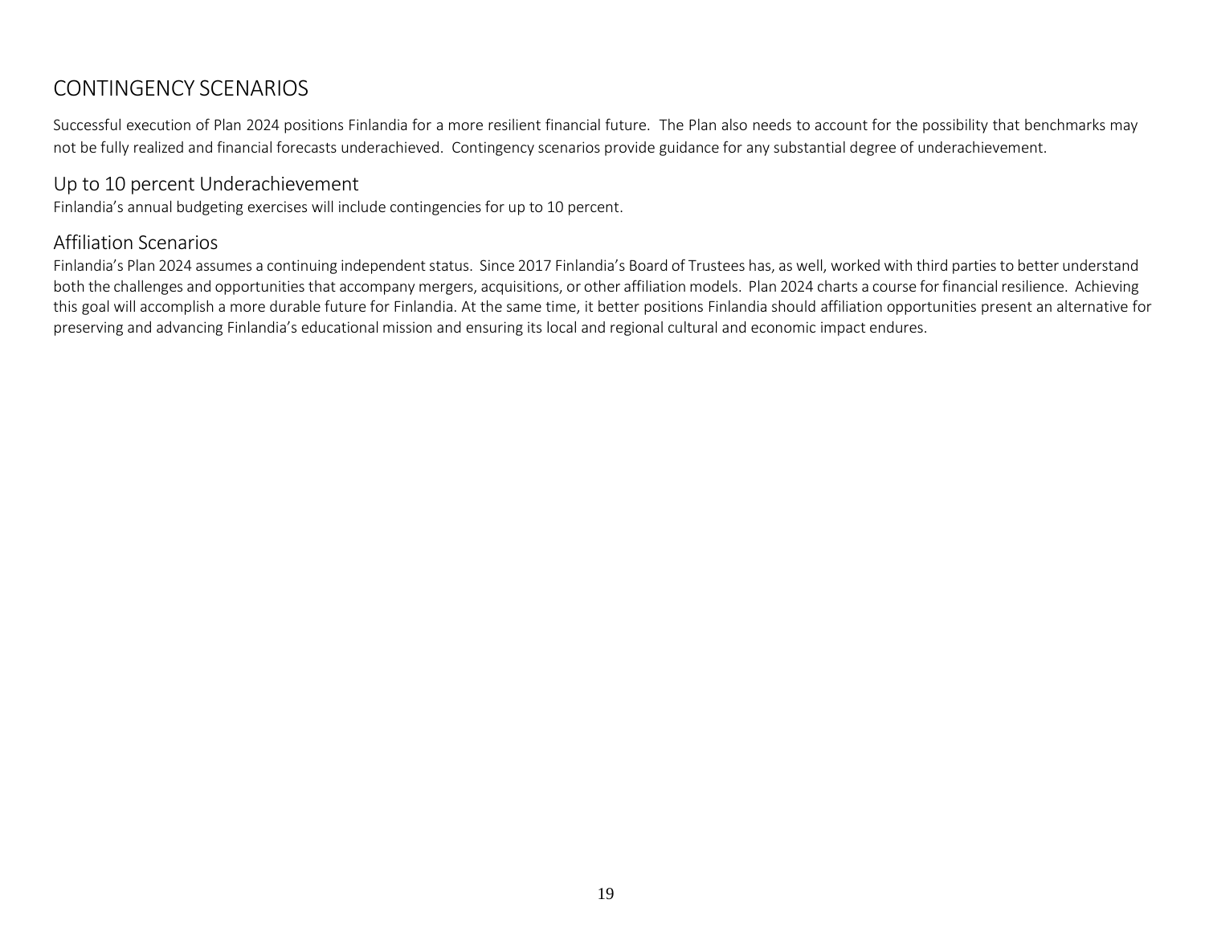# CONTINGENCY SCENARIOS

Successful execution of Plan 2024 positions Finlandia for a more resilient financial future. The Plan also needs to account for the possibility that benchmarks may not be fully realized and financial forecasts underachieved. Contingency scenarios provide guidance for any substantial degree of underachievement.

## Up to 10 percent Underachievement

Finlandia's annual budgeting exercises will include contingencies for up to 10 percent.

## Affiliation Scenarios

Finlandia's Plan 2024 assumes a continuing independent status. Since 2017 Finlandia's Board of Trustees has, as well, worked with third parties to better understand both the challenges and opportunities that accompany mergers, acquisitions, or other affiliation models. Plan 2024 charts a course for financial resilience. Achieving this goal will accomplish a more durable future for Finlandia. At the same time, it better positions Finlandia should affiliation opportunities present an alternative for preserving and advancing Finlandia's educational mission and ensuring its local and regional cultural and economic impact endures.